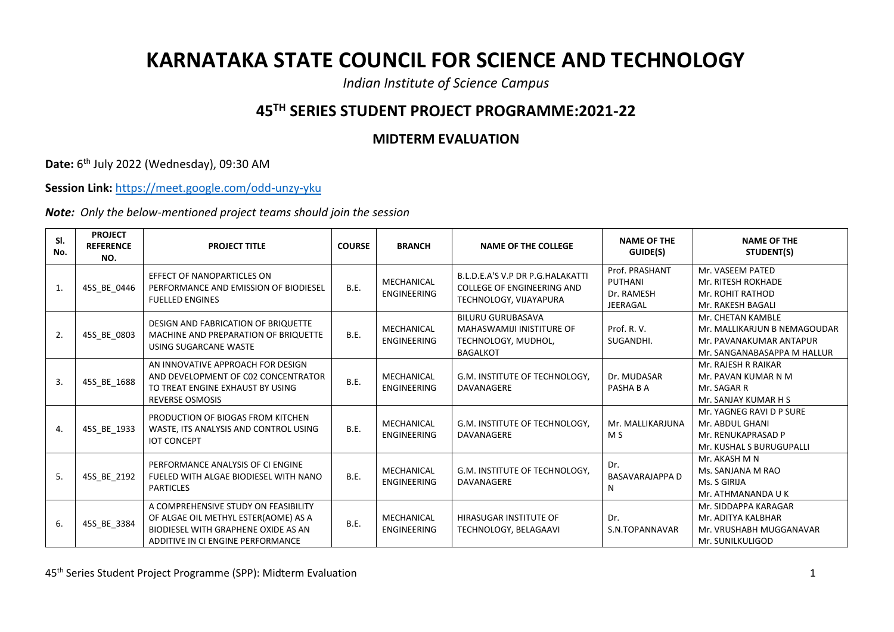# KARNATAKA STATE COUNCIL FOR SCIENCE AND TECHNOLOGY

*Indian Institute of Science Campus*

## 45TH SERIES STUDENT PROJECT PROGRAMME:2021-22

### MIDTERM EVALUATION

**Date:** 6th July 2022 (Wednesday), 09:30 AM

**Session Link:** https://meet.google.com/odd-unzy-yku

***Note:*** *Only the below-mentioned project teams should join the session*

| Sl. No. | PROJECT REFERENCE NO. | PROJECT TITLE | COURSE | BRANCH | NAME OF THE COLLEGE | NAME OF THE GUIDE(S) | NAME OF THE STUDENT(S) |
|---|---|---|---|---|---|---|---|
| 1. | 45S_BE_0446 | EFFECT OF NANOPARTICLES ON PERFORMANCE AND EMISSION OF BIODIESEL FUELLED ENGINES | B.E. | MECHANICAL ENGINEERING | B.L.D.E.A'S V.P DR P.G.HALAKATTI COLLEGE OF ENGINEERING AND TECHNOLOGY, VIJAYAPURA | Prof. PRASHANT PUTHANI<br>Dr. RAMESH JEERAGAL | Mr. VASEEM PATED<br>Mr. RITESH ROKHADE<br>Mr. ROHIT RATHOD<br>Mr. RAKESH BAGALI |
| 2. | 45S_BE_0803 | DESIGN AND FABRICATION OF BRIQUETTE MACHINE AND PREPARATION OF BRIQUETTE USING SUGARCANE WASTE | B.E. | MECHANICAL ENGINEERING | BILURU GURUBASAVA MAHASWAMIJI INISTITURE OF TECHNOLOGY, MUDHOL, BAGALKOT | Prof. R. V. SUGANDHI. | Mr. CHETAN KAMBLE<br>Mr. MALLIKARJUN B NEMAGOUDAR<br>Mr. PAVANAKUMAR ANTAPUR<br>Mr. SANGANABASAPPA M HALLUR |
| 3. | 45S_BE_1688 | AN INNOVATIVE APPROACH FOR DESIGN AND DEVELOPMENT OF C02 CONCENTRATOR TO TREAT ENGINE EXHAUST BY USING REVERSE OSMOSIS | B.E. | MECHANICAL ENGINEERING | G.M. INSTITUTE OF TECHNOLOGY, DAVANAGERE | Dr. MUDASAR PASHA B A | Mr. RAJESH R RAIKAR<br>Mr. PAVAN KUMAR N M<br>Mr. SAGAR R<br>Mr. SANJAY KUMAR H S |
| 4. | 45S_BE_1933 | PRODUCTION OF BIOGAS FROM KITCHEN WASTE, ITS ANALYSIS AND CONTROL USING IOT CONCEPT | B.E. | MECHANICAL ENGINEERING | G.M. INSTITUTE OF TECHNOLOGY, DAVANAGERE | Mr. MALLIKARJUNA M S | Mr. YAGNEG RAVI D P SURE<br>Mr. ABDUL GHANI<br>Mr. RENUKAPRASAD P<br>Mr. KUSHAL S BURUGUPALLI |
| 5. | 45S_BE_2192 | PERFORMANCE ANALYSIS OF CI ENGINE FUELED WITH ALGAE BIODIESEL WITH NANO PARTICLES | B.E. | MECHANICAL ENGINEERING | G.M. INSTITUTE OF TECHNOLOGY, DAVANAGERE | Dr. BASAVARAJAPPA D N | Mr. AKASH M N<br>Ms. SANJANA M RAO<br>Ms. S GIRIJA<br>Mr. ATHMANANDA U K |
| 6. | 45S_BE_3384 | A COMPREHENSIVE STUDY ON FEASIBILITY OF ALGAE OIL METHYL ESTER(AOME) AS A BIODIESEL WITH GRAPHENE OXIDE AS AN ADDITIVE IN CI ENGINE PERFORMANCE | B.E. | MECHANICAL ENGINEERING | HIRASUGAR INSTITUTE OF TECHNOLOGY, BELAGAAVI | Dr. S.N.TOPANNAVAR | Mr. SIDDAPPA KARAGAR<br>Mr. ADITYA KALBHAR<br>Mr. VRUSHABH MUGGANAVAR<br>Mr. SUNILKULIGOD |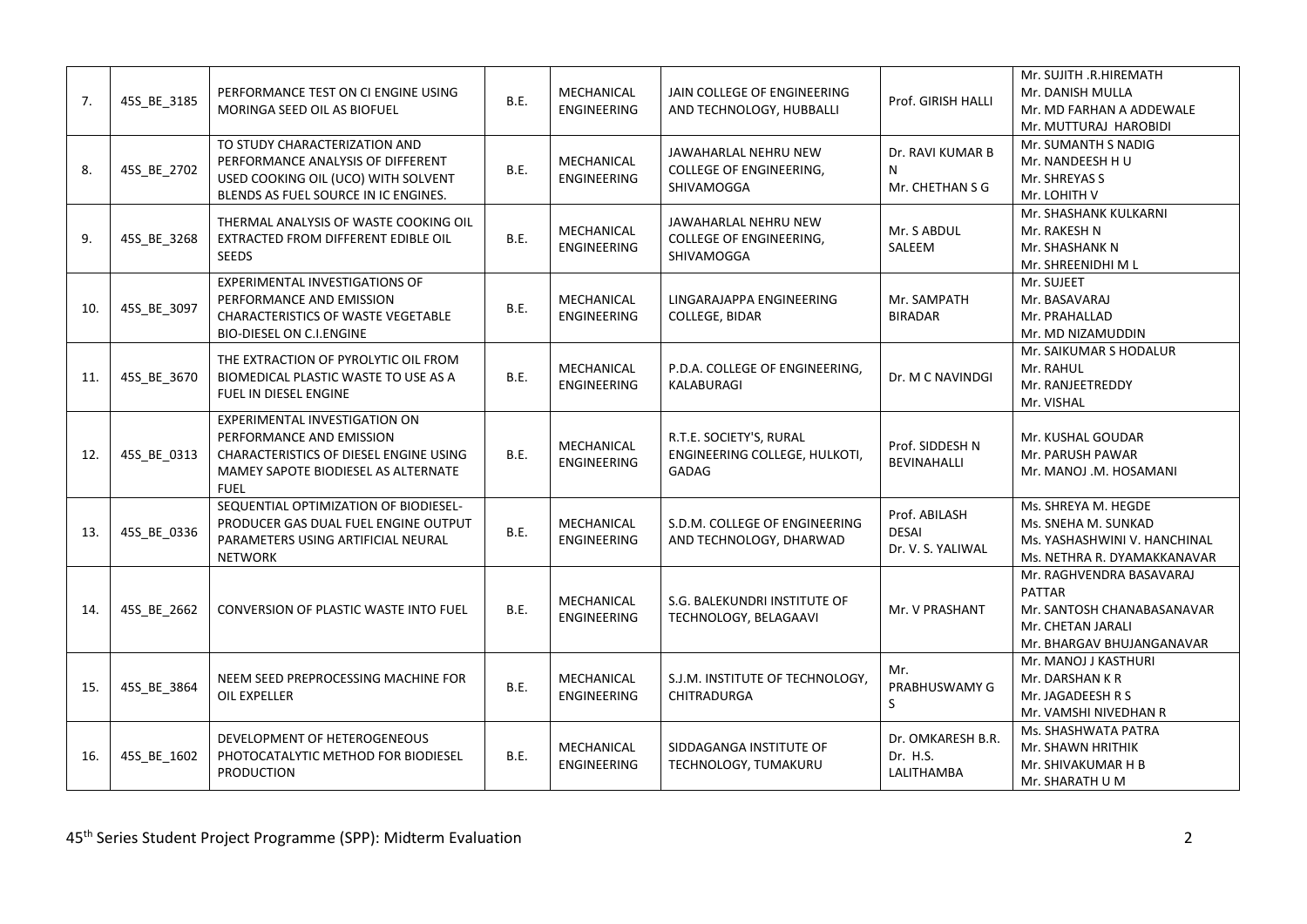| | | | | | | | |
|---|---|---|---|---|---|---|---|
| 7. | 45S_BE_3185 | PERFORMANCE TEST ON CI ENGINE USING MORINGA SEED OIL AS BIOFUEL | B.E. | MECHANICAL ENGINEERING | JAIN COLLEGE OF ENGINEERING AND TECHNOLOGY, HUBBALLI | Prof. GIRISH HALLI | Mr. SUJITH .R.HIREMATH<br>Mr. DANISH MULLA<br>Mr. MD FARHAN A ADDEWALE<br>Mr. MUTTURAJ HAROBIDI |
| 8. | 45S_BE_2702 | TO STUDY CHARACTERIZATION AND PERFORMANCE ANALYSIS OF DIFFERENT USED COOKING OIL (UCO) WITH SOLVENT BLENDS AS FUEL SOURCE IN IC ENGINES. | B.E. | MECHANICAL ENGINEERING | JAWAHARLAL NEHRU NEW COLLEGE OF ENGINEERING, SHIVAMOGGA | Dr. RAVI KUMAR B N<br>Mr. CHETHAN S G | Mr. SUMANTH S NADIG<br>Mr. NANDEESH H U<br>Mr. SHREYAS S<br>Mr. LOHITH V |
| 9. | 45S_BE_3268 | THERMAL ANALYSIS OF WASTE COOKING OIL EXTRACTED FROM DIFFERENT EDIBLE OIL SEEDS | B.E. | MECHANICAL ENGINEERING | JAWAHARLAL NEHRU NEW COLLEGE OF ENGINEERING, SHIVAMOGGA | Mr. S ABDUL SALEEM | Mr. SHASHANK KULKARNI<br>Mr. RAKESH N<br>Mr. SHASHANK N<br>Mr. SHREENIDHI M L |
| 10. | 45S_BE_3097 | EXPERIMENTAL INVESTIGATIONS OF PERFORMANCE AND EMISSION CHARACTERISTICS OF WASTE VEGETABLE BIO-DIESEL ON C.I.ENGINE | B.E. | MECHANICAL ENGINEERING | LINGARAJAPPA ENGINEERING COLLEGE, BIDAR | Mr. SAMPATH BIRADAR | Mr. SUJEET<br>Mr. BASAVARAJ<br>Mr. PRAHALLAD<br>Mr. MD NIZAMUDDIN |
| 11. | 45S_BE_3670 | THE EXTRACTION OF PYROLYTIC OIL FROM BIOMEDICAL PLASTIC WASTE TO USE AS A FUEL IN DIESEL ENGINE | B.E. | MECHANICAL ENGINEERING | P.D.A. COLLEGE OF ENGINEERING, KALABURAGI | Dr. M C NAVINDGI | Mr. SAIKUMAR S HODALUR<br>Mr. RAHUL<br>Mr. RANJEETREDDY<br>Mr. VISHAL |
| 12. | 45S_BE_0313 | EXPERIMENTAL INVESTIGATION ON PERFORMANCE AND EMISSION CHARACTERISTICS OF DIESEL ENGINE USING MAMEY SAPOTE BIODIESEL AS ALTERNATE FUEL | B.E. | MECHANICAL ENGINEERING | R.T.E. SOCIETY'S, RURAL ENGINEERING COLLEGE, HULKOTI, GADAG | Prof. SIDDESH N BEVINAHALLI | Mr. KUSHAL GOUDAR<br>Mr. PARUSH PAWAR<br>Mr. MANOJ .M. HOSAMANI |
| 13. | 45S_BE_0336 | SEQUENTIAL OPTIMIZATION OF BIODIESEL-PRODUCER GAS DUAL FUEL ENGINE OUTPUT PARAMETERS USING ARTIFICIAL NEURAL NETWORK | B.E. | MECHANICAL ENGINEERING | S.D.M. COLLEGE OF ENGINEERING AND TECHNOLOGY, DHARWAD | Prof. ABILASH DESAI<br>Dr. V. S. YALIWAL | Ms. SHREYA M. HEGDE<br>Ms. SNEHA M. SUNKAD<br>Ms. YASHASHWINI V. HANCHINAL<br>Ms. NETHRA R. DYAMAKKANAVAR |
| 14. | 45S_BE_2662 | CONVERSION OF PLASTIC WASTE INTO FUEL | B.E. | MECHANICAL ENGINEERING | S.G. BALEKUNDRI INSTITUTE OF TECHNOLOGY, BELAGAAVI | Mr. V PRASHANT | Mr. RAGHVENDRA BASAVARAJ PATTAR<br>Mr. SANTOSH CHANABASANAVAR<br>Mr. CHETAN JARALI<br>Mr. BHARGAV BHUJANGANAVAR |
| 15. | 45S_BE_3864 | NEEM SEED PREPROCESSING MACHINE FOR OIL EXPELLER | B.E. | MECHANICAL ENGINEERING | S.J.M. INSTITUTE OF TECHNOLOGY, CHITRADURGA | Mr. PRABHUSWAMY G S | Mr. MANOJ J KASTHURI<br>Mr. DARSHAN K R<br>Mr. JAGADEESH R S<br>Mr. VAMSHI NIVEDHAN R |
| 16. | 45S_BE_1602 | DEVELOPMENT OF HETEROGENEOUS PHOTOCATALYTIC METHOD FOR BIODIESEL PRODUCTION | B.E. | MECHANICAL ENGINEERING | SIDDAGANGA INSTITUTE OF TECHNOLOGY, TUMAKURU | Dr. OMKARESH B.R.<br>Dr. H.S. LALITHAMBA | Ms. SHASHWATA PATRA<br>Mr. SHAWN HRITHIK<br>Mr. SHIVAKUMAR H B<br>Mr. SHARATH U M |